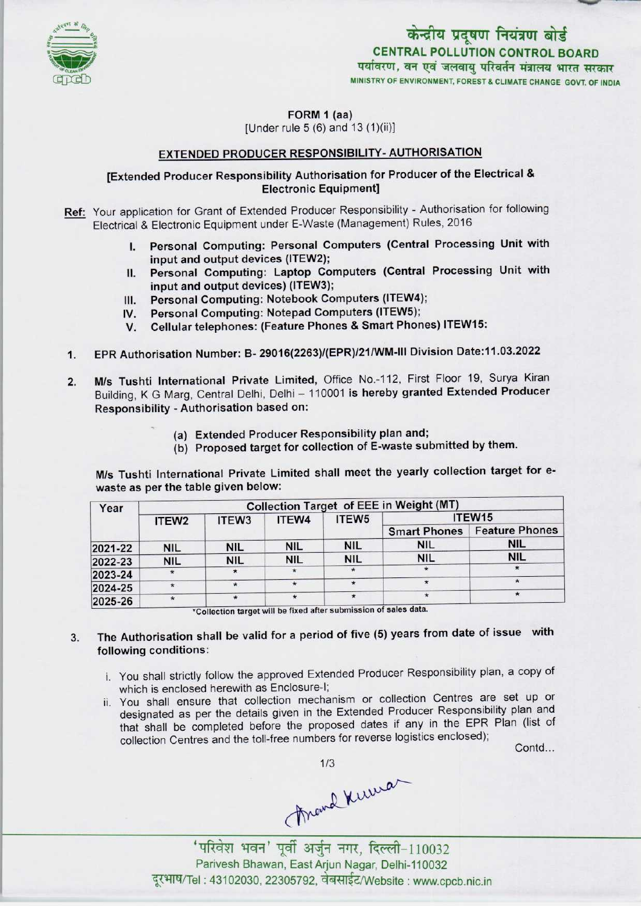केन्द्रीय प्रदूषण नियंत्रण बोर्ड
**CENTRAL POLLUTION CONTROL BOARD**
पर्यावरण, वन एवं जलवायु परिवर्तन मंत्रालय भारत सरकार
MINISTRY OF ENVIRONMENT, FOREST & CLIMATE CHANGE GOVT. OF INDIA

**FORM 1 (aa)**
[Under rule 5 (6) and 13 (1)(ii)]

## EXTENDED PRODUCER RESPONSIBILITY- AUTHORISATION

**[Extended Producer Responsibility Authorisation for Producer of the Electrical & Electronic Equipment]**

**Ref:** Your application for Grant of Extended Producer Responsibility - Authorisation for following Electrical & Electronic Equipment under E-Waste (Management) Rules, 2016

I. **Personal Computing: Personal Computers (Central Processing Unit with input and output devices (ITEW2);**
II. **Personal Computing: Laptop Computers (Central Processing Unit with input and output devices) (ITEW3);**
III. **Personal Computing: Notebook Computers (ITEW4);**
IV. **Personal Computing: Notepad Computers (ITEW5);**
V. **Cellular telephones: (Feature Phones & Smart Phones) ITEW15:**

1. **EPR Authorisation Number: B- 29016(2263)/(EPR)/21/WM-III Division Date:11.03.2022**

2. **M/s Tushti International Private Limited,** Office No.-112, First Floor 19, Surya Kiran Building, K G Marg, Central Delhi, Delhi – 110001 **is hereby granted Extended Producer Responsibility - Authorisation based on:**

   (a) **Extended Producer Responsibility plan and;**
   (b) **Proposed target for collection of E-waste submitted by them.**

**M/s Tushti International Private Limited shall meet the yearly collection target for e-waste as per the table given below:**

| Year | Collection Target of EEE in Weight (MT) | | | | | |
|---|---|---|---|---|---|---|
| | ITEW2 | ITEW3 | ITEW4 | ITEW5 | ITEW15 | |
| | | | | | Smart Phones | Feature Phones |
| 2021-22 | NIL | NIL | NIL | NIL | NIL | NIL |
| 2022-23 | NIL | NIL | NIL | NIL | NIL | NIL |
| 2023-24 | * | * | * | * | * | * |
| 2024-25 | * | * | * | * | * | * |
| 2025-26 | * | * | * | * | * | * |

*Collection target will be fixed after submission of sales data.

3. **The Authorisation shall be valid for a period of five (5) years from date of issue with following conditions:**

   i. You shall strictly follow the approved Extended Producer Responsibility plan, a copy of which is enclosed herewith as Enclosure-I;
   ii. You shall ensure that collection mechanism or collection Centres are set up or designated as per the details given in the Extended Producer Responsibility plan and that shall be completed before the proposed dates if any in the EPR Plan (list of collection Centres and the toll-free numbers for reverse logistics enclosed);

Contd...

'परिवेश भवन' पूर्वी अर्जुन नगर, दिल्ली-110032
Parivesh Bhawan, East Arjun Nagar, Delhi-110032
दूरभाष/Tel : 43102030, 22305792, वेबसाईट/Website : www.cpcb.nic.in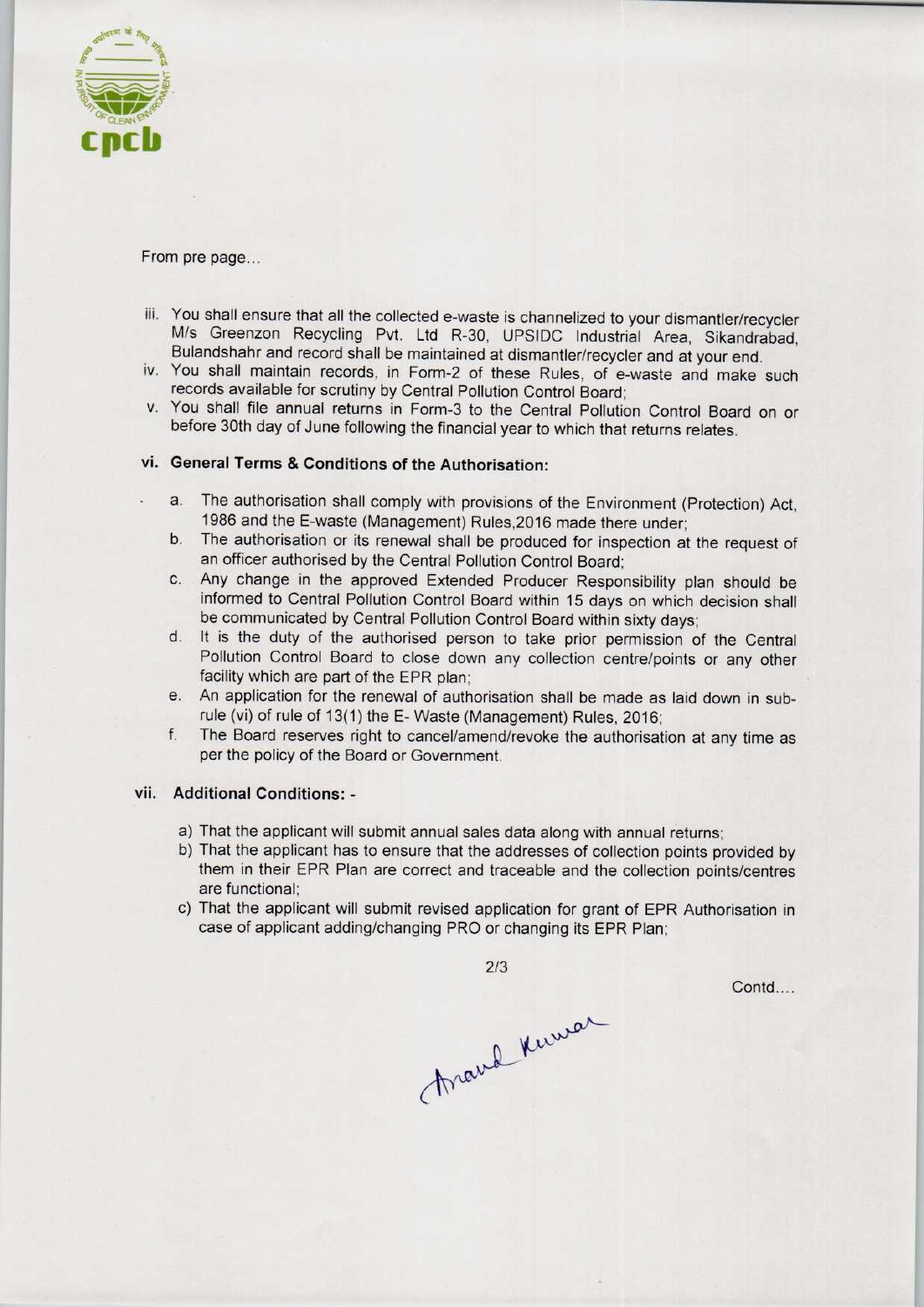From pre page...

iii. You shall ensure that all the collected e-waste is channelized to your dismantler/recycler M/s Greenzon Recycling Pvt. Ltd R-30, UPSIDC Industrial Area, Sikandrabad, Bulandshahr and record shall be maintained at dismantler/recycler and at your end.

iv. You shall maintain records, in Form-2 of these Rules, of e-waste and make such records available for scrutiny by Central Pollution Control Board;

v. You shall file annual returns in Form-3 to the Central Pollution Control Board on or before 30th day of June following the financial year to which that returns relates.

**vi. General Terms & Conditions of the Authorisation:**

a. The authorisation shall comply with provisions of the Environment (Protection) Act, 1986 and the E-waste (Management) Rules,2016 made there under;

b. The authorisation or its renewal shall be produced for inspection at the request of an officer authorised by the Central Pollution Control Board;

c. Any change in the approved Extended Producer Responsibility plan should be informed to Central Pollution Control Board within 15 days on which decision shall be communicated by Central Pollution Control Board within sixty days;

d. It is the duty of the authorised person to take prior permission of the Central Pollution Control Board to close down any collection centre/points or any other facility which are part of the EPR plan;

e. An application for the renewal of authorisation shall be made as laid down in sub-rule (vi) of rule of 13(1) the E- Waste (Management) Rules, 2016;

f. The Board reserves right to cancel/amend/revoke the authorisation at any time as per the policy of the Board or Government.

**vii. Additional Conditions: -**

a) That the applicant will submit annual sales data along with annual returns;

b) That the applicant has to ensure that the addresses of collection points provided by them in their EPR Plan are correct and traceable and the collection points/centres are functional;

c) That the applicant will submit revised application for grant of EPR Authorisation in case of applicant adding/changing PRO or changing its EPR Plan;

Contd....

Anand Kumar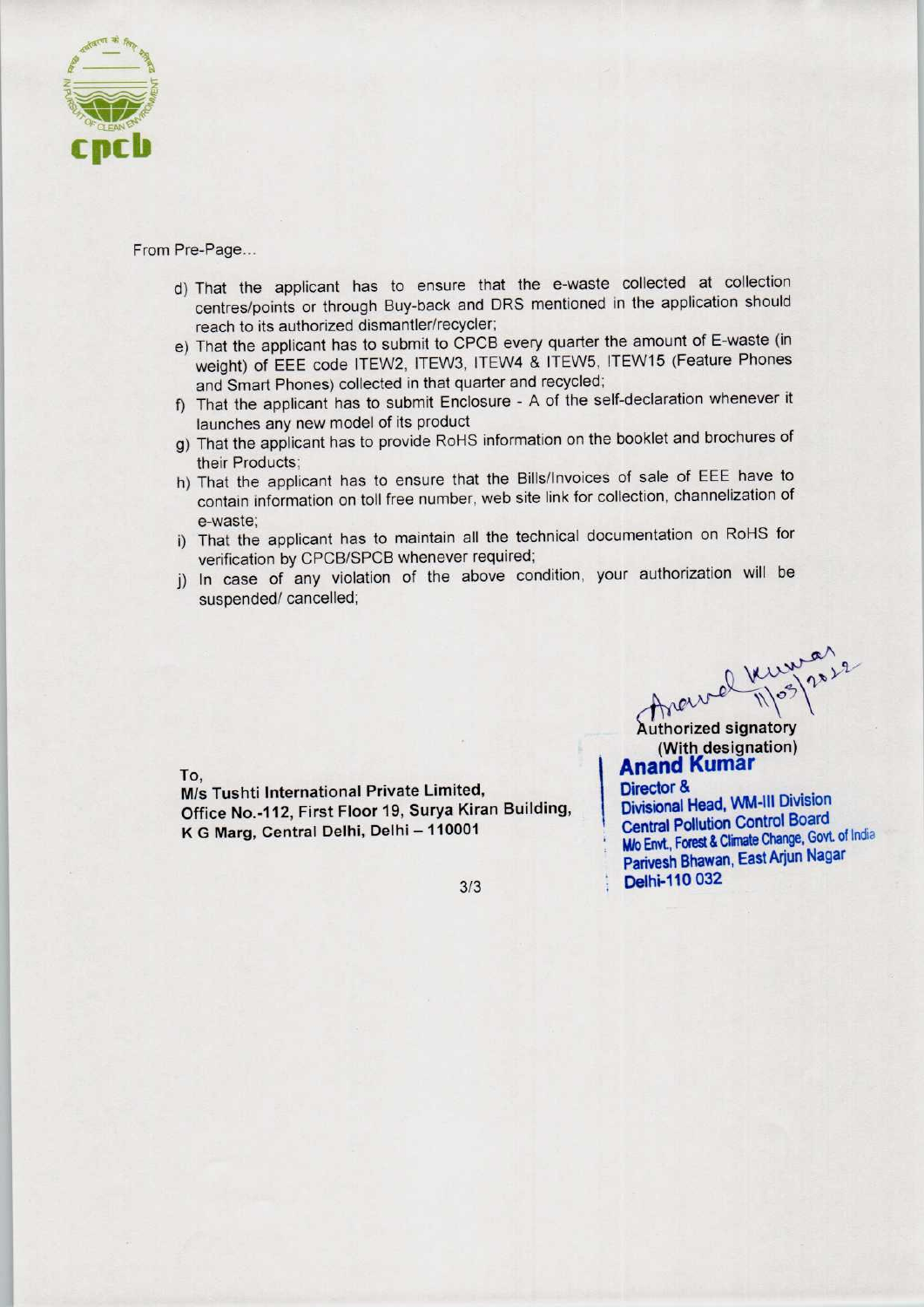From Pre-Page...

d) That the applicant has to ensure that the e-waste collected at collection centres/points or through Buy-back and DRS mentioned in the application should reach to its authorized dismantler/recycler;
e) That the applicant has to submit to CPCB every quarter the amount of E-waste (in weight) of EEE code ITEW2, ITEW3, ITEW4 & ITEW5, ITEW15 (Feature Phones and Smart Phones) collected in that quarter and recycled;
f) That the applicant has to submit Enclosure - A of the self-declaration whenever it launches any new model of its product
g) That the applicant has to provide RoHS information on the booklet and brochures of their Products;
h) That the applicant has to ensure that the Bills/Invoices of sale of EEE have to contain information on toll free number, web site link for collection, channelization of e-waste;
i) That the applicant has to maintain all the technical documentation on RoHS for verification by CPCB/SPCB whenever required;
j) In case of any violation of the above condition, your authorization will be suspended/ cancelled;

Anand Kumar 11/03/2022

Authorized signatory
(With designation)

**Anand Kumar**
Director &
Divisional Head, WM-III Division
Central Pollution Control Board
M/o Envt., Forest & Climate Change, Govt. of India
Parivesh Bhawan, East Arjun Nagar
Delhi-110 032

To,
**M/s Tushti International Private Limited,**
**Office No.-112, First Floor 19, Surya Kiran Building,**
**K G Marg, Central Delhi, Delhi – 110001**